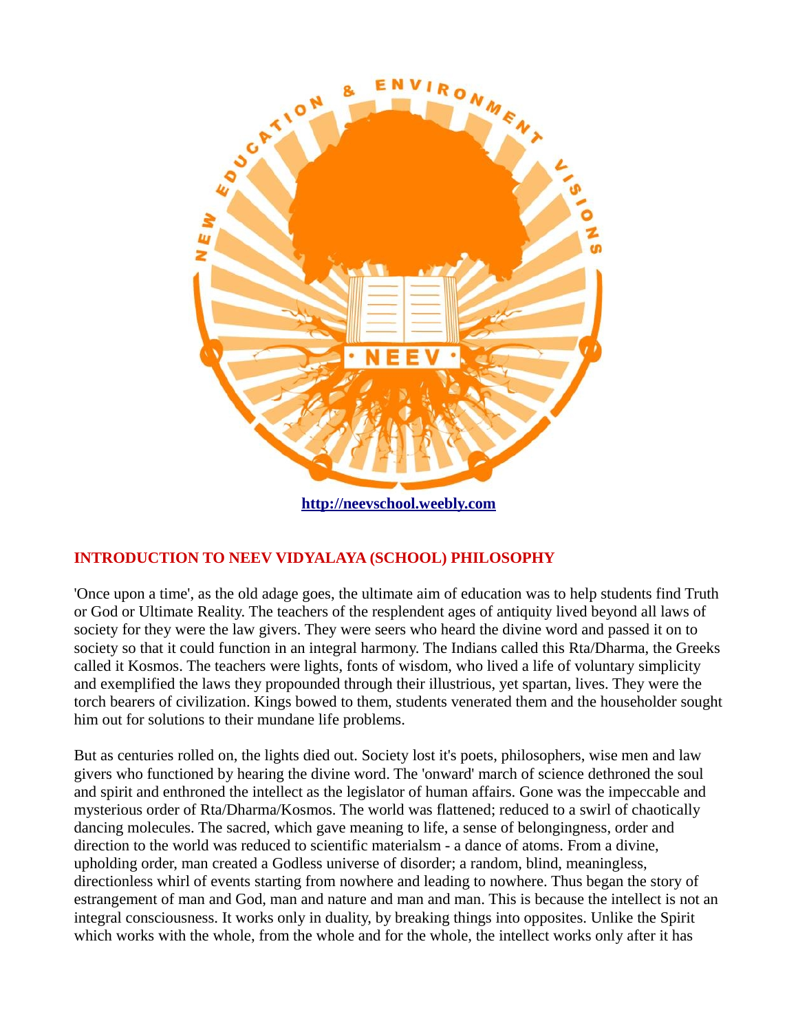[http://neevschool.weebly.com](http://neevschool.weebly.com)

## INTRODUCTION TO NEEV VIDYALAYA (SCHOOL) PHILOSOPHY

'Once upon a time', as the old adage goes, the ultimate aim of education was to help students find Truth or God or Ultimate Reality. The teachers of the resplendent ages of antiquity lived beyond all laws of society for they were the law givers. They were seers who heard the divine word and passed it on to society so that it could function in an integral harmony. The Indians called this Rta/Dharma, the Greeks called it Kosmos. The teachers were lights, fonts of wisdom, who lived a life of voluntary simplicity and exemplified the laws they propounded through their illustrious, yet spartan, lives. They were the torch bearers of civilization. Kings bowed to them, students venerated them and the householder sought him out for solutions to their mundane life problems.

But as centuries rolled on, the lights died out. Society lost it's poets, philosophers, wise men and law givers who functioned by hearing the divine word. The 'onward' march of science dethroned the soul and spirit and enthroned the intellect as the legislator of human affairs. Gone was the impeccable and mysterious order of Rta/Dharma/Kosmos. The world was flattened; reduced to a swirl of chaotically dancing molecules. The sacred, which gave meaning to life, a sense of belongingness, order and direction to the world was reduced to scientific materialsm - a dance of atoms. From a divine, upholding order, man created a Godless universe of disorder; a random, blind, meaningless, directionless whirl of events starting from nowhere and leading to nowhere. Thus began the story of estrangement of man and God, man and nature and man and man. This is because the intellect is not an integral consciousness. It works only in duality, by breaking things into opposites. Unlike the Spirit which works with the whole, from the whole and for the whole, the intellect works only after it has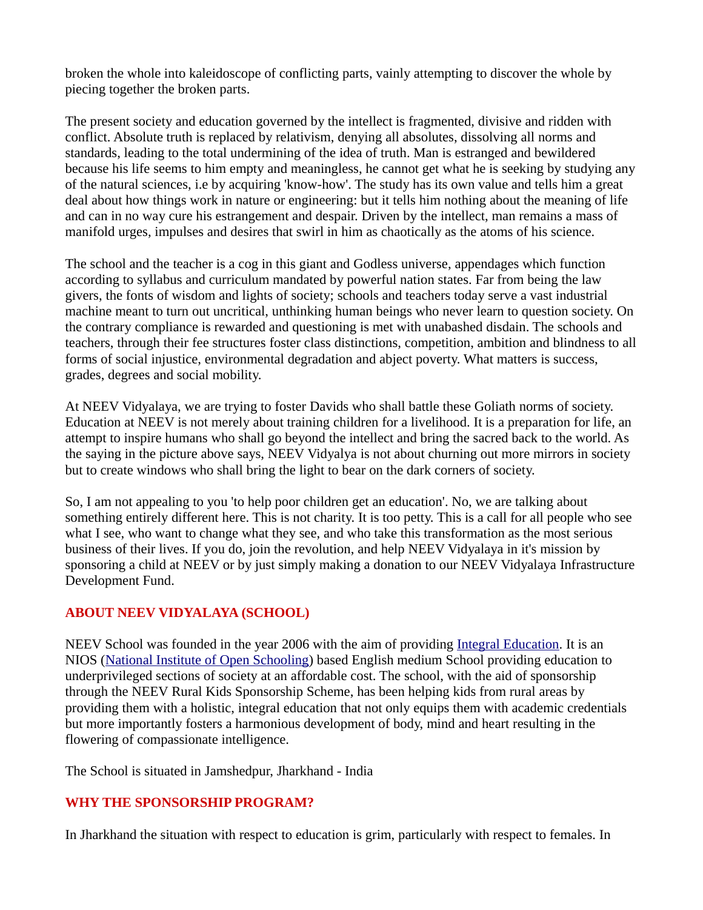broken the whole into kaleidoscope of conflicting parts, vainly attempting to discover the whole by piecing together the broken parts.

The present society and education governed by the intellect is fragmented, divisive and ridden with conflict. Absolute truth is replaced by relativism, denying all absolutes, dissolving all norms and standards, leading to the total undermining of the idea of truth. Man is estranged and bewildered because his life seems to him empty and meaningless, he cannot get what he is seeking by studying any of the natural sciences, i.e by acquiring 'know-how'. The study has its own value and tells him a great deal about how things work in nature or engineering: but it tells him nothing about the meaning of life and can in no way cure his estrangement and despair. Driven by the intellect, man remains a mass of manifold urges, impulses and desires that swirl in him as chaotically as the atoms of his science.

The school and the teacher is a cog in this giant and Godless universe, appendages which function according to syllabus and curriculum mandated by powerful nation states. Far from being the law givers, the fonts of wisdom and lights of society; schools and teachers today serve a vast industrial machine meant to turn out uncritical, unthinking human beings who never learn to question society. On the contrary compliance is rewarded and questioning is met with unabashed disdain. The schools and teachers, through their fee structures foster class distinctions, competition, ambition and blindness to all forms of social injustice, environmental degradation and abject poverty. What matters is success, grades, degrees and social mobility.

At NEEV Vidyalaya, we are trying to foster Davids who shall battle these Goliath norms of society. Education at NEEV is not merely about training children for a livelihood. It is a preparation for life, an attempt to inspire humans who shall go beyond the intellect and bring the sacred back to the world. As the saying in the picture above says, NEEV Vidyalya is not about churning out more mirrors in society but to create windows who shall bring the light to bear on the dark corners of society.

So, I am not appealing to you 'to help poor children get an education'. No, we are talking about something entirely different here. This is not charity. It is too petty. This is a call for all people who see what I see, who want to change what they see, and who take this transformation as the most serious business of their lives. If you do, join the revolution, and help NEEV Vidyalaya in it's mission by sponsoring a child at NEEV or by just simply making a donation to our NEEV Vidyalaya Infrastructure Development Fund.

## ABOUT NEEV VIDYALAYA (SCHOOL)

NEEV School was founded in the year 2006 with the aim of providing [Integral Education](). It is an NIOS ([National Institute of Open Schooling]()) based English medium School providing education to underprivileged sections of society at an affordable cost. The school, with the aid of sponsorship through the NEEV Rural Kids Sponsorship Scheme, has been helping kids from rural areas by providing them with a holistic, integral education that not only equips them with academic credentials but more importantly fosters a harmonious development of body, mind and heart resulting in the flowering of compassionate intelligence.

The School is situated in Jamshedpur, Jharkhand - India

## WHY THE SPONSORSHIP PROGRAM?

In Jharkhand the situation with respect to education is grim, particularly with respect to females. In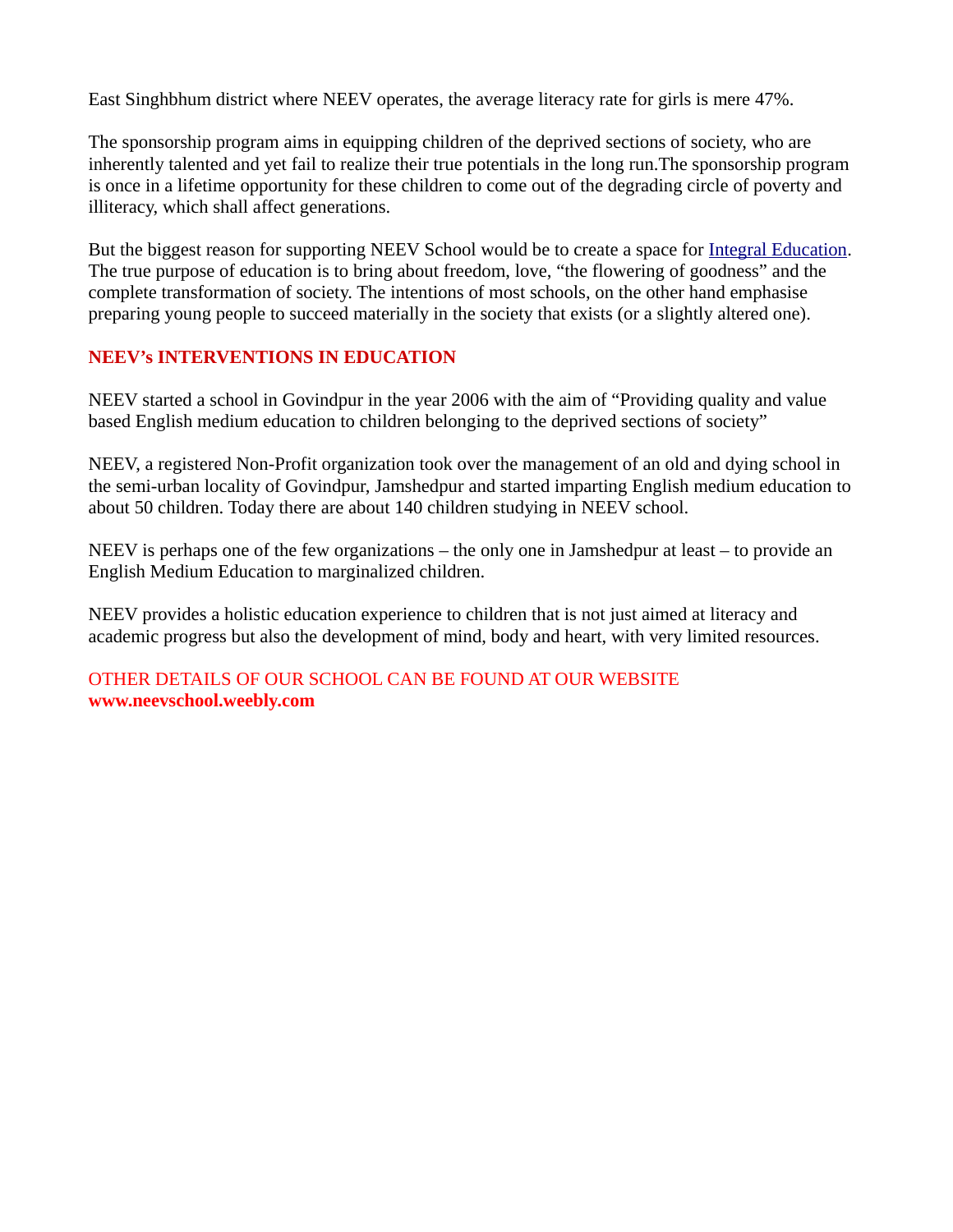East Singhbhum district where NEEV operates, the average literacy rate for girls is mere 47%.

The sponsorship program aims in equipping children of the deprived sections of society, who are inherently talented and yet fail to realize their true potentials in the long run.The sponsorship program is once in a lifetime opportunity for these children to come out of the degrading circle of poverty and illiteracy, which shall affect generations.

But the biggest reason for supporting NEEV School would be to create a space for Integral Education. The true purpose of education is to bring about freedom, love, “the flowering of goodness” and the complete transformation of society. The intentions of most schools, on the other hand emphasise preparing young people to succeed materially in the society that exists (or a slightly altered one).

**NEEV’s INTERVENTIONS IN EDUCATION**

NEEV started a school in Govindpur in the year 2006 with the aim of “Providing quality and value based English medium education to children belonging to the deprived sections of society”

NEEV, a registered Non-Profit organization took over the management of an old and dying school in the semi-urban locality of Govindpur, Jamshedpur and started imparting English medium education to about 50 children. Today there are about 140 children studying in NEEV school.

NEEV is perhaps one of the few organizations – the only one in Jamshedpur at least – to provide an English Medium Education to marginalized children.

NEEV provides a holistic education experience to children that is not just aimed at literacy and academic progress but also the development of mind, body and heart, with very limited resources.

OTHER DETAILS OF OUR SCHOOL CAN BE FOUND AT OUR WEBSITE
**www.neevschool.weebly.com**